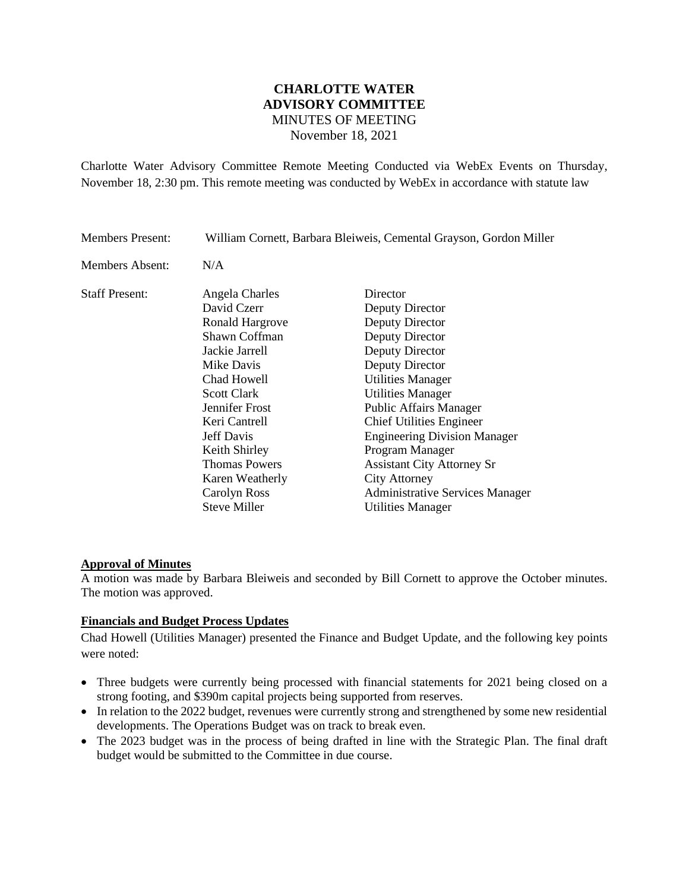# CHARLOTTE WATER ADVISORY COMMITTEE

MINUTES OF MEETING

November 18, 2021

Charlotte Water Advisory Committee Remote Meeting Conducted via WebEx Events on Thursday, November 18, 2:30 pm. This remote meeting was conducted by WebEx in accordance with statute law

Members Present: William Cornett, Barbara Bleiweis, Cemental Grayson, Gordon Miller

Members Absent: N/A

Staff Present:

| Name | Title |
|---|---|
| Angela Charles | Director |
| David Czerr | Deputy Director |
| Ronald Hargrove | Deputy Director |
| Shawn Coffman | Deputy Director |
| Jackie Jarrell | Deputy Director |
| Mike Davis | Deputy Director |
| Chad Howell | Utilities Manager |
| Scott Clark | Utilities Manager |
| Jennifer Frost | Public Affairs Manager |
| Keri Cantrell | Chief Utilities Engineer |
| Jeff Davis | Engineering Division Manager |
| Keith Shirley | Program Manager |
| Thomas Powers | Assistant City Attorney Sr |
| Karen Weatherly | City Attorney |
| Carolyn Ross | Administrative Services Manager |
| Steve Miller | Utilities Manager |

**Approval of Minutes**

A motion was made by Barbara Bleiweis and seconded by Bill Cornett to approve the October minutes. The motion was approved.

**Financials and Budget Process Updates**

Chad Howell (Utilities Manager) presented the Finance and Budget Update, and the following key points were noted:

- Three budgets were currently being processed with financial statements for 2021 being closed on a strong footing, and $390m capital projects being supported from reserves.
- In relation to the 2022 budget, revenues were currently strong and strengthened by some new residential developments. The Operations Budget was on track to break even.
- The 2023 budget was in the process of being drafted in line with the Strategic Plan. The final draft budget would be submitted to the Committee in due course.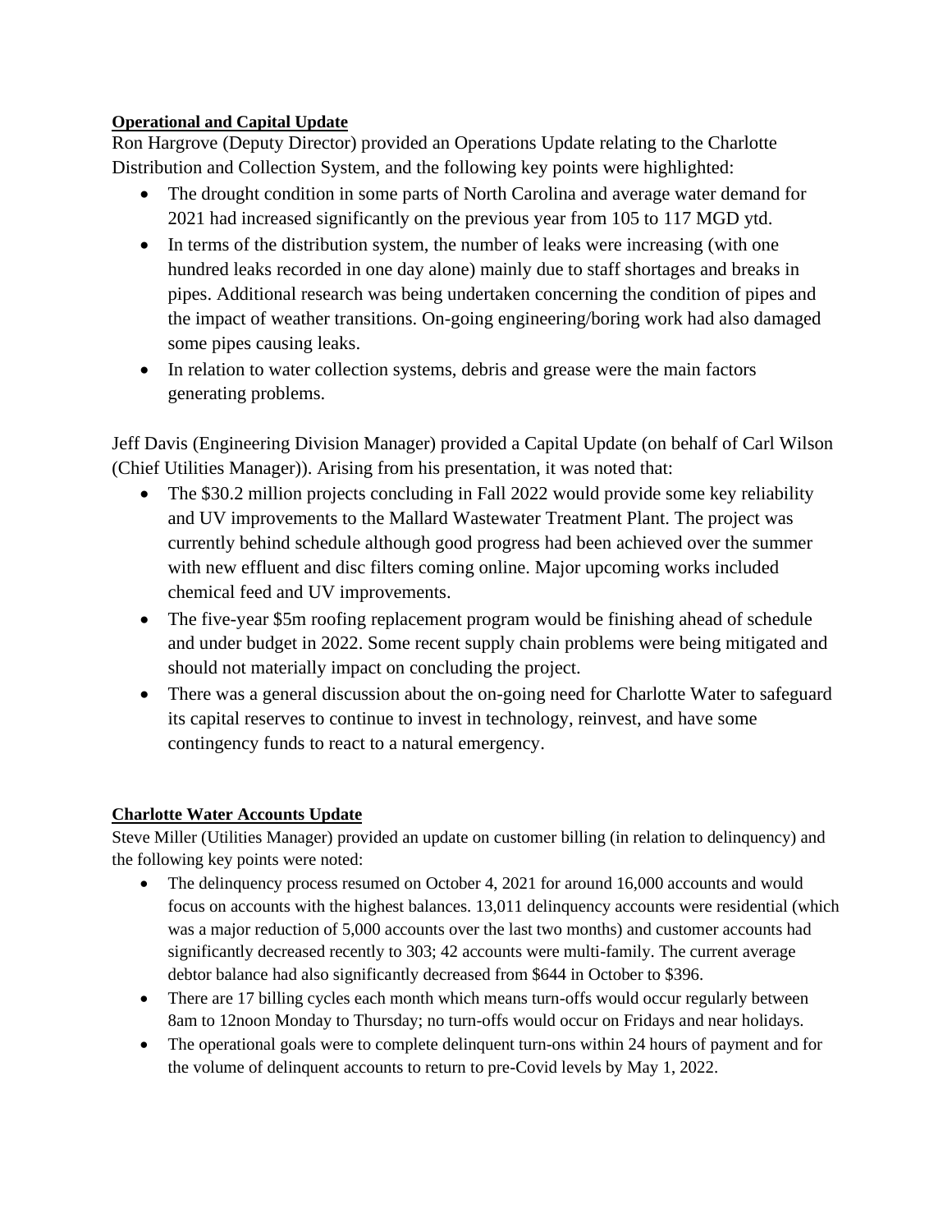**Operational and Capital Update**

Ron Hargrove (Deputy Director) provided an Operations Update relating to the Charlotte Distribution and Collection System, and the following key points were highlighted:

- The drought condition in some parts of North Carolina and average water demand for 2021 had increased significantly on the previous year from 105 to 117 MGD ytd.
- In terms of the distribution system, the number of leaks were increasing (with one hundred leaks recorded in one day alone) mainly due to staff shortages and breaks in pipes. Additional research was being undertaken concerning the condition of pipes and the impact of weather transitions. On-going engineering/boring work had also damaged some pipes causing leaks.
- In relation to water collection systems, debris and grease were the main factors generating problems.

Jeff Davis (Engineering Division Manager) provided a Capital Update (on behalf of Carl Wilson (Chief Utilities Manager)). Arising from his presentation, it was noted that:

- The $30.2 million projects concluding in Fall 2022 would provide some key reliability and UV improvements to the Mallard Wastewater Treatment Plant. The project was currently behind schedule although good progress had been achieved over the summer with new effluent and disc filters coming online. Major upcoming works included chemical feed and UV improvements.
- The five-year $5m roofing replacement program would be finishing ahead of schedule and under budget in 2022. Some recent supply chain problems were being mitigated and should not materially impact on concluding the project.
- There was a general discussion about the on-going need for Charlotte Water to safeguard its capital reserves to continue to invest in technology, reinvest, and have some contingency funds to react to a natural emergency.

**Charlotte Water Accounts Update**

Steve Miller (Utilities Manager) provided an update on customer billing (in relation to delinquency) and the following key points were noted:

- The delinquency process resumed on October 4, 2021 for around 16,000 accounts and would focus on accounts with the highest balances. 13,011 delinquency accounts were residential (which was a major reduction of 5,000 accounts over the last two months) and customer accounts had significantly decreased recently to 303; 42 accounts were multi-family. The current average debtor balance had also significantly decreased from $644 in October to $396.
- There are 17 billing cycles each month which means turn-offs would occur regularly between 8am to 12noon Monday to Thursday; no turn-offs would occur on Fridays and near holidays.
- The operational goals were to complete delinquent turn-ons within 24 hours of payment and for the volume of delinquent accounts to return to pre-Covid levels by May 1, 2022.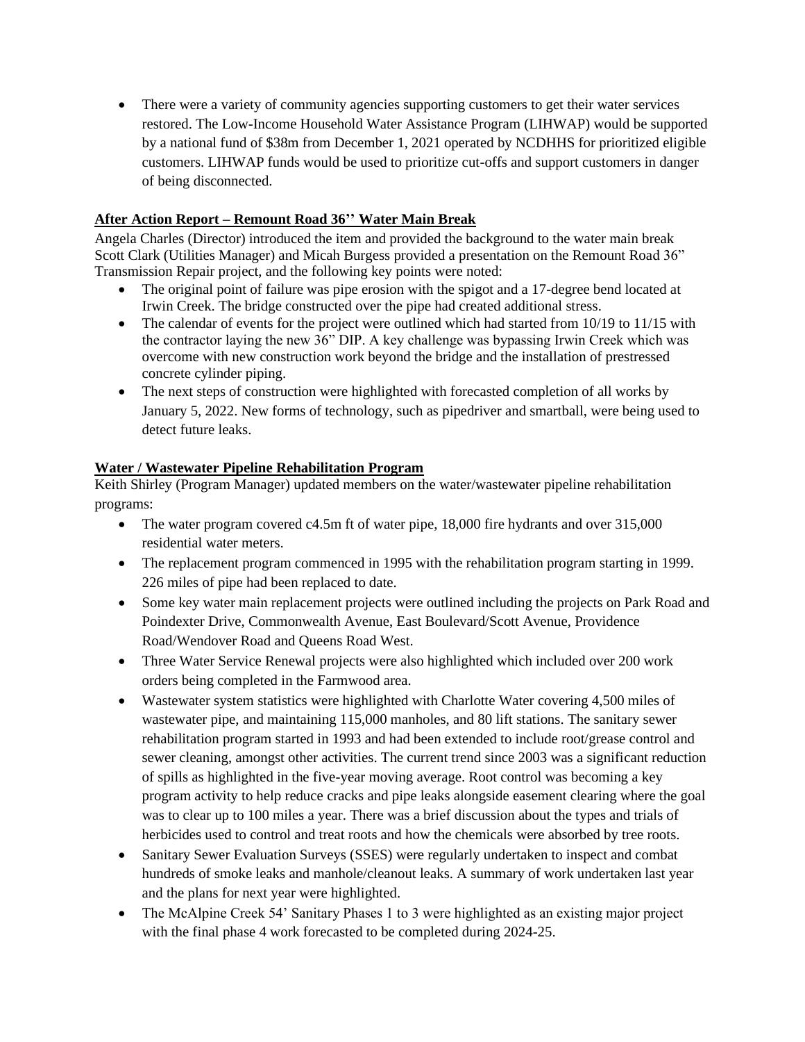- There were a variety of community agencies supporting customers to get their water services restored. The Low-Income Household Water Assistance Program (LIHWAP) would be supported by a national fund of $38m from December 1, 2021 operated by NCDHHS for prioritized eligible customers. LIHWAP funds would be used to prioritize cut-offs and support customers in danger of being disconnected.

**After Action Report – Remount Road 36'' Water Main Break**

Angela Charles (Director) introduced the item and provided the background to the water main break Scott Clark (Utilities Manager) and Micah Burgess provided a presentation on the Remount Road 36" Transmission Repair project, and the following key points were noted:

- The original point of failure was pipe erosion with the spigot and a 17-degree bend located at Irwin Creek. The bridge constructed over the pipe had created additional stress.
- The calendar of events for the project were outlined which had started from 10/19 to 11/15 with the contractor laying the new 36" DIP. A key challenge was bypassing Irwin Creek which was overcome with new construction work beyond the bridge and the installation of prestressed concrete cylinder piping.
- The next steps of construction were highlighted with forecasted completion of all works by January 5, 2022. New forms of technology, such as pipedriver and smartball, were being used to detect future leaks.

**Water / Wastewater Pipeline Rehabilitation Program**

Keith Shirley (Program Manager) updated members on the water/wastewater pipeline rehabilitation programs:

- The water program covered c4.5m ft of water pipe, 18,000 fire hydrants and over 315,000 residential water meters.
- The replacement program commenced in 1995 with the rehabilitation program starting in 1999. 226 miles of pipe had been replaced to date.
- Some key water main replacement projects were outlined including the projects on Park Road and Poindexter Drive, Commonwealth Avenue, East Boulevard/Scott Avenue, Providence Road/Wendover Road and Queens Road West.
- Three Water Service Renewal projects were also highlighted which included over 200 work orders being completed in the Farmwood area.
- Wastewater system statistics were highlighted with Charlotte Water covering 4,500 miles of wastewater pipe, and maintaining 115,000 manholes, and 80 lift stations. The sanitary sewer rehabilitation program started in 1993 and had been extended to include root/grease control and sewer cleaning, amongst other activities. The current trend since 2003 was a significant reduction of spills as highlighted in the five-year moving average. Root control was becoming a key program activity to help reduce cracks and pipe leaks alongside easement clearing where the goal was to clear up to 100 miles a year. There was a brief discussion about the types and trials of herbicides used to control and treat roots and how the chemicals were absorbed by tree roots.
- Sanitary Sewer Evaluation Surveys (SSES) were regularly undertaken to inspect and combat hundreds of smoke leaks and manhole/cleanout leaks. A summary of work undertaken last year and the plans for next year were highlighted.
- The McAlpine Creek 54' Sanitary Phases 1 to 3 were highlighted as an existing major project with the final phase 4 work forecasted to be completed during 2024-25.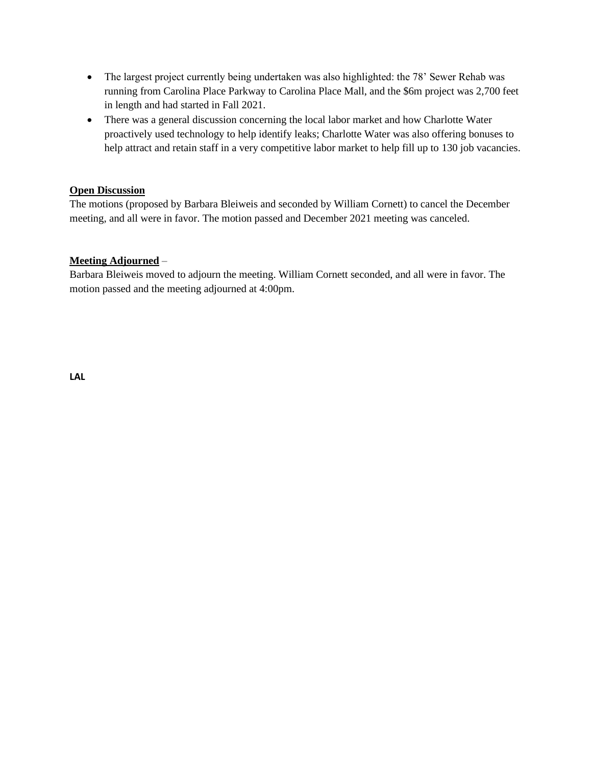- The largest project currently being undertaken was also highlighted: the 78' Sewer Rehab was running from Carolina Place Parkway to Carolina Place Mall, and the $6m project was 2,700 feet in length and had started in Fall 2021.
- There was a general discussion concerning the local labor market and how Charlotte Water proactively used technology to help identify leaks; Charlotte Water was also offering bonuses to help attract and retain staff in a very competitive labor market to help fill up to 130 job vacancies.

**Open Discussion**

The motions (proposed by Barbara Bleiweis and seconded by William Cornett) to cancel the December meeting, and all were in favor. The motion passed and December 2021 meeting was canceled.

**Meeting Adjourned** –

Barbara Bleiweis moved to adjourn the meeting. William Cornett seconded, and all were in favor. The motion passed and the meeting adjourned at 4:00pm.

**LAL**